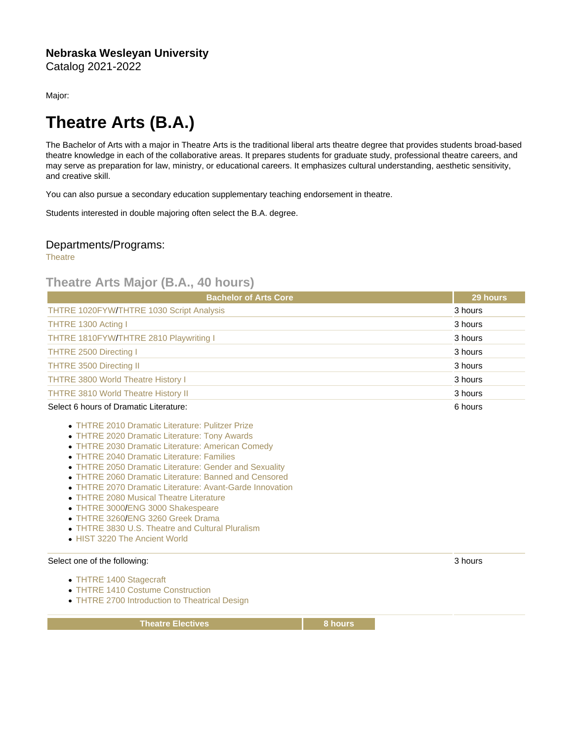**Nebraska Wesleyan University**
Catalog 2021-2022

Major:

# Theatre Arts (B.A.)

The Bachelor of Arts with a major in Theatre Arts is the traditional liberal arts theatre degree that provides students broad-based theatre knowledge in each of the collaborative areas. It prepares students for graduate study, professional theatre careers, and may serve as preparation for law, ministry, or educational careers. It emphasizes cultural understanding, aesthetic sensitivity, and creative skill.

You can also pursue a secondary education supplementary teaching endorsement in theatre.

Students interested in double majoring often select the B.A. degree.

## Departments/Programs:

Theatre

## Theatre Arts Major (B.A., 40 hours)

| Bachelor of Arts Core | 29 hours |
| --- | --- |
| THTRE 1020FYW/THTRE 1030 Script Analysis | 3 hours |
| THTRE 1300 Acting I | 3 hours |
| THTRE 1810FYW/THTRE 2810 Playwriting I | 3 hours |
| THTRE 2500 Directing I | 3 hours |
| THTRE 3500 Directing II | 3 hours |
| THTRE 3800 World Theatre History I | 3 hours |
| THTRE 3810 World Theatre History II | 3 hours |
| Select 6 hours of Dramatic Literature: | 6 hours |

- THTRE 2010 Dramatic Literature: Pulitzer Prize
- THTRE 2020 Dramatic Literature: Tony Awards
- THTRE 2030 Dramatic Literature: American Comedy
- THTRE 2040 Dramatic Literature: Families
- THTRE 2050 Dramatic Literature: Gender and Sexuality
- THTRE 2060 Dramatic Literature: Banned and Censored
- THTRE 2070 Dramatic Literature: Avant-Garde Innovation
- THTRE 2080 Musical Theatre Literature
- THTRE 3000/ENG 3000 Shakespeare
- THTRE 3260/ENG 3260 Greek Drama
- THTRE 3830 U.S. Theatre and Cultural Pluralism
- HIST 3220 The Ancient World

| Select one of the following: | 3 hours |
| --- | --- |

- THTRE 1400 Stagecraft
- THTRE 1410 Costume Construction
- THTRE 2700 Introduction to Theatrical Design

| Theatre Electives | 8 hours |
| --- | --- |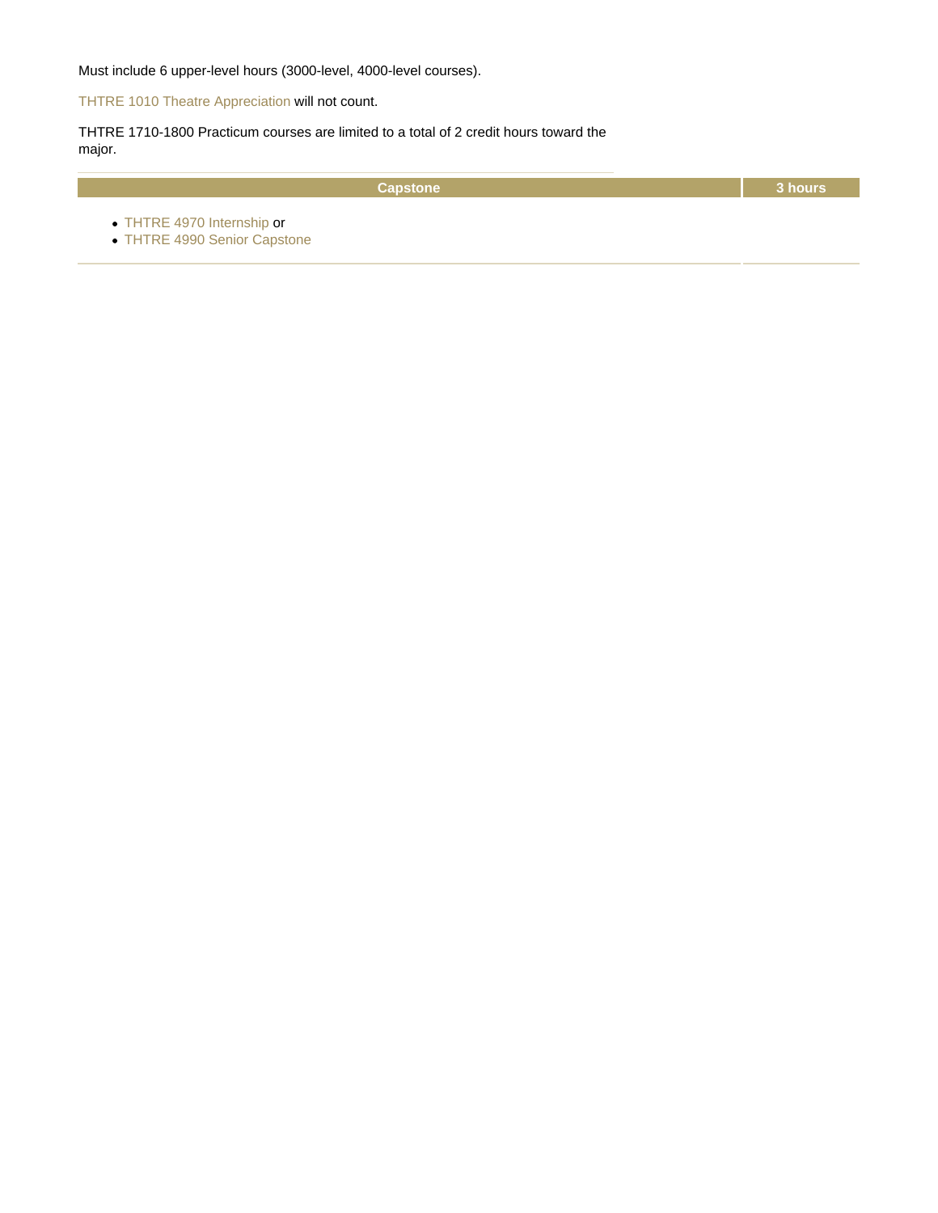Must include 6 upper-level hours (3000-level, 4000-level courses).

THTRE 1010 Theatre Appreciation will not count.

THTRE 1710-1800 Practicum courses are limited to a total of 2 credit hours toward the major.

| Capstone | 3 hours |
| --- | --- |
| • THTRE 4970 Internship or<br>• THTRE 4990 Senior Capstone | |